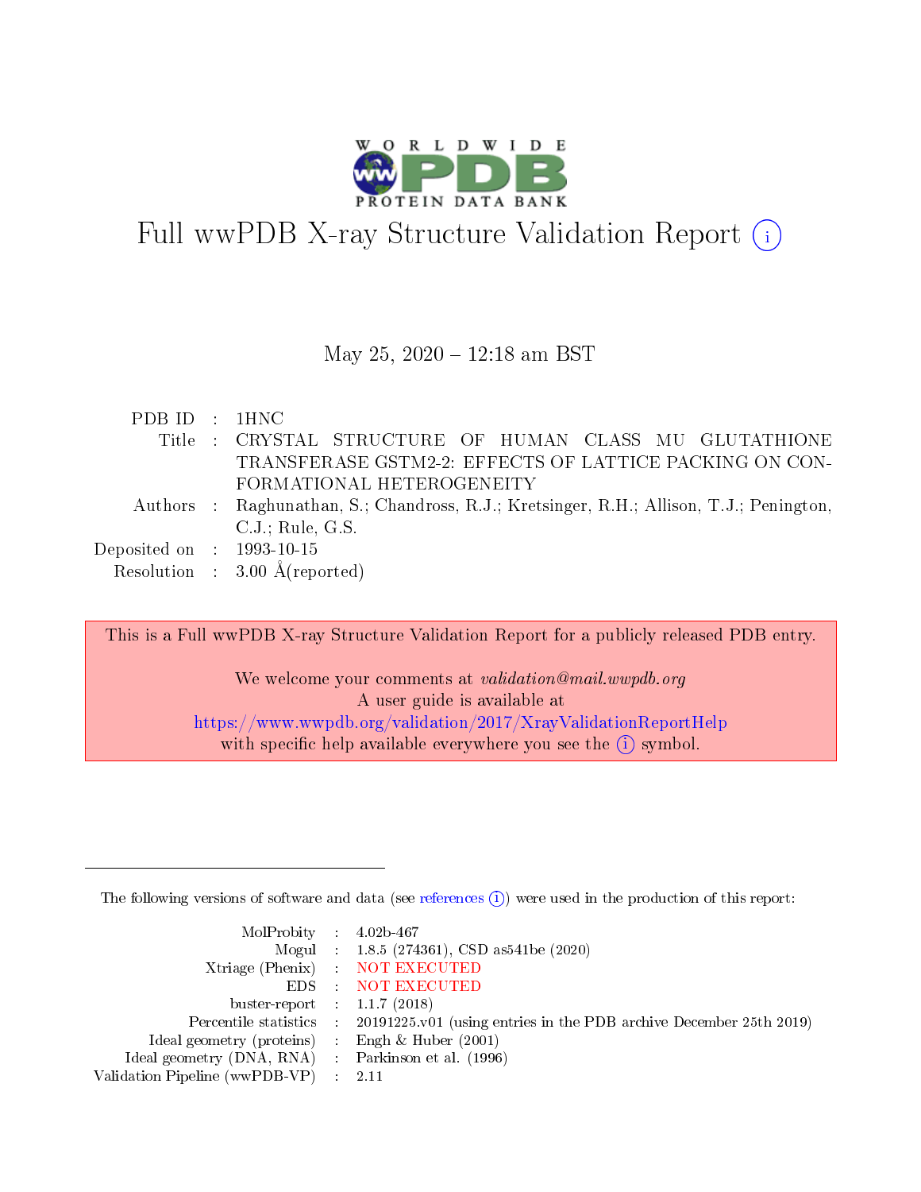# Full wwPDB X-ray Structure Validation Report (i)

May 25, 2020 – 12:18 am BST

| | | |
|---|---|---|
| PDB ID | : | 1HNC |
| Title | : | CRYSTAL STRUCTURE OF HUMAN CLASS MU GLUTATHIONE TRANSFERASE GSTM2-2: EFFECTS OF LATTICE PACKING ON CONFORMATIONAL HETEROGENEITY |
| Authors | : | Raghunathan, S.; Chandross, R.J.; Kretsinger, R.H.; Allison, T.J.; Penington, C.J.; Rule, G.S. |
| Deposited on | : | 1993-10-15 |
| Resolution | : | 3.00 Å(reported) |

This is a Full wwPDB X-ray Structure Validation Report for a publicly released PDB entry.

We welcome your comments at *validation@mail.wwpdb.org*
A user guide is available at
https://www.wwpdb.org/validation/2017/XrayValidationReportHelp
with specific help available everywhere you see the (i) symbol.

The following versions of software and data (see references (i)) were used in the production of this report:

| | | |
|---|---|---|
| MolProbity | : | 4.02b-467 |
| Mogul | : | 1.8.5 (274361), CSD as541be (2020) |
| Xtriage (Phenix) | : | NOT EXECUTED |
| EDS | : | NOT EXECUTED |
| buster-report | : | 1.1.7 (2018) |
| Percentile statistics | : | 20191225.v01 (using entries in the PDB archive December 25th 2019) |
| Ideal geometry (proteins) | : | Engh & Huber (2001) |
| Ideal geometry (DNA, RNA) | : | Parkinson et al. (1996) |
| Validation Pipeline (wwPDB-VP) | : | 2.11 |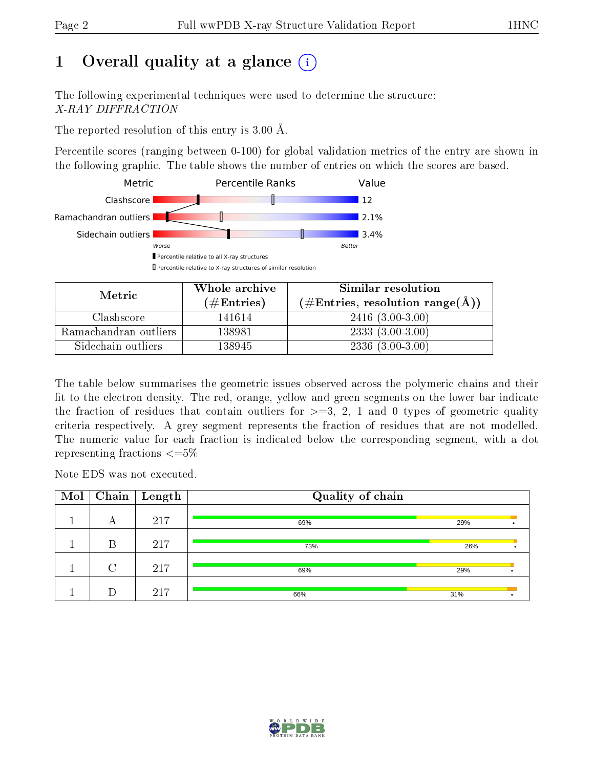# 1 Overall quality at a glance

The following experimental techniques were used to determine the structure:
*X-RAY DIFFRACTION*

The reported resolution of this entry is 3.00 Å.

Percentile scores (ranging between 0-100) for global validation metrics of the entry are shown in the following graphic. The table shows the number of entries on which the scores are based.

| Metric | Value |
|---|---|
| Clashscore | 12 |
| Ramachandran outliers | 2.1% |
| Sidechain outliers | 3.4% |

Worse — Better

▮ Percentile relative to all X-ray structures
▯ Percentile relative to X-ray structures of similar resolution

| Metric | Whole archive (#Entries) | Similar resolution (#Entries, resolution range(Å)) |
|---|---|---|
| Clashscore | 141614 | 2416 (3.00-3.00) |
| Ramachandran outliers | 138981 | 2333 (3.00-3.00) |
| Sidechain outliers | 138945 | 2336 (3.00-3.00) |

The table below summarises the geometric issues observed across the polymeric chains and their fit to the electron density. The red, orange, yellow and green segments on the lower bar indicate the fraction of residues that contain outliers for >=3, 2, 1 and 0 types of geometric quality criteria respectively. A grey segment represents the fraction of residues that are not modelled. The numeric value for each fraction is indicated below the corresponding segment, with a dot representing fractions <=5%

Note EDS was not executed.

| Mol | Chain | Length | Quality of chain |
|---|---|---|---|
| 1 | A | 217 | 69% · 29% · • |
| 1 | B | 217 | 73% · 26% · • |
| 1 | C | 217 | 69% · 29% · • |
| 1 | D | 217 | 66% · 31% · • |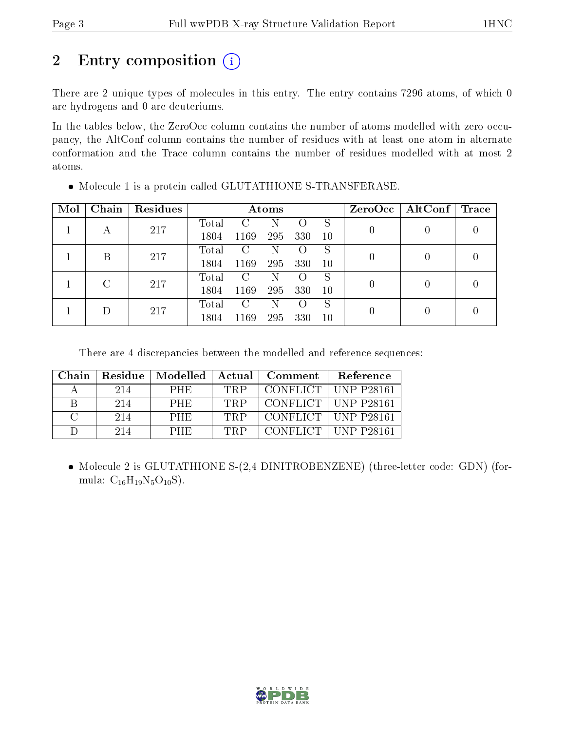# 2 Entry composition (i)

There are 2 unique types of molecules in this entry. The entry contains 7296 atoms, of which 0 are hydrogens and 0 are deuteriums.

In the tables below, the ZeroOcc column contains the number of atoms modelled with zero occupancy, the AltConf column contains the number of residues with at least one atom in alternate conformation and the Trace column contains the number of residues modelled with at most 2 atoms.

- Molecule 1 is a protein called GLUTATHIONE S-TRANSFERASE.

| Mol | Chain | Residues | Atoms | | | | | ZeroOcc | AltConf | Trace |
|---|---|---|---|---|---|---|---|---|---|---|
| 1 | A | 217 | Total<br>1804 | C<br>1169 | N<br>295 | O<br>330 | S<br>10 | 0 | 0 | 0 |
| 1 | B | 217 | Total<br>1804 | C<br>1169 | N<br>295 | O<br>330 | S<br>10 | 0 | 0 | 0 |
| 1 | C | 217 | Total<br>1804 | C<br>1169 | N<br>295 | O<br>330 | S<br>10 | 0 | 0 | 0 |
| 1 | D | 217 | Total<br>1804 | C<br>1169 | N<br>295 | O<br>330 | S<br>10 | 0 | 0 | 0 |

There are 4 discrepancies between the modelled and reference sequences:

| Chain | Residue | Modelled | Actual | Comment | Reference |
|---|---|---|---|---|---|
| A | 214 | PHE | TRP | CONFLICT | UNP P28161 |
| B | 214 | PHE | TRP | CONFLICT | UNP P28161 |
| C | 214 | PHE | TRP | CONFLICT | UNP P28161 |
| D | 214 | PHE | TRP | CONFLICT | UNP P28161 |

- Molecule 2 is GLUTATHIONE S-(2,4 DINITROBENZENE) (three-letter code: GDN) (formula: $C_{16}H_{19}N_5O_{10}S$).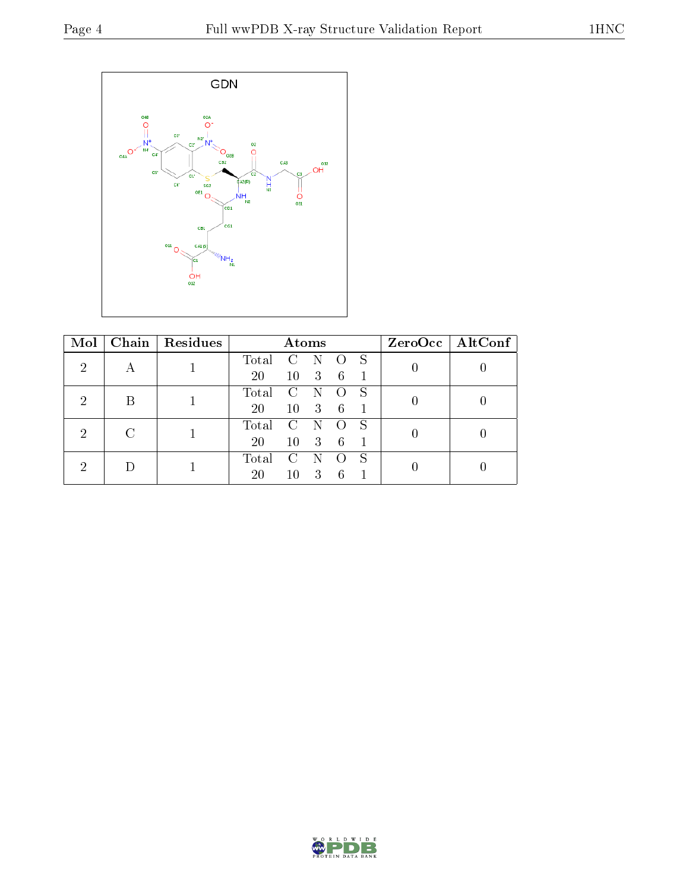GDN

| Mol | Chain | Residues | Atoms | | | | | ZeroOcc | AltConf |
|---|---|---|---|---|---|---|---|---|---|
| | | | Total | C | N | O | S | | |
| 2 | A | 1 | 20 | 10 | 3 | 6 | 1 | 0 | 0 |
| 2 | B | 1 | 20 | 10 | 3 | 6 | 1 | 0 | 0 |
| 2 | C | 1 | 20 | 10 | 3 | 6 | 1 | 0 | 0 |
| 2 | D | 1 | 20 | 10 | 3 | 6 | 1 | 0 | 0 |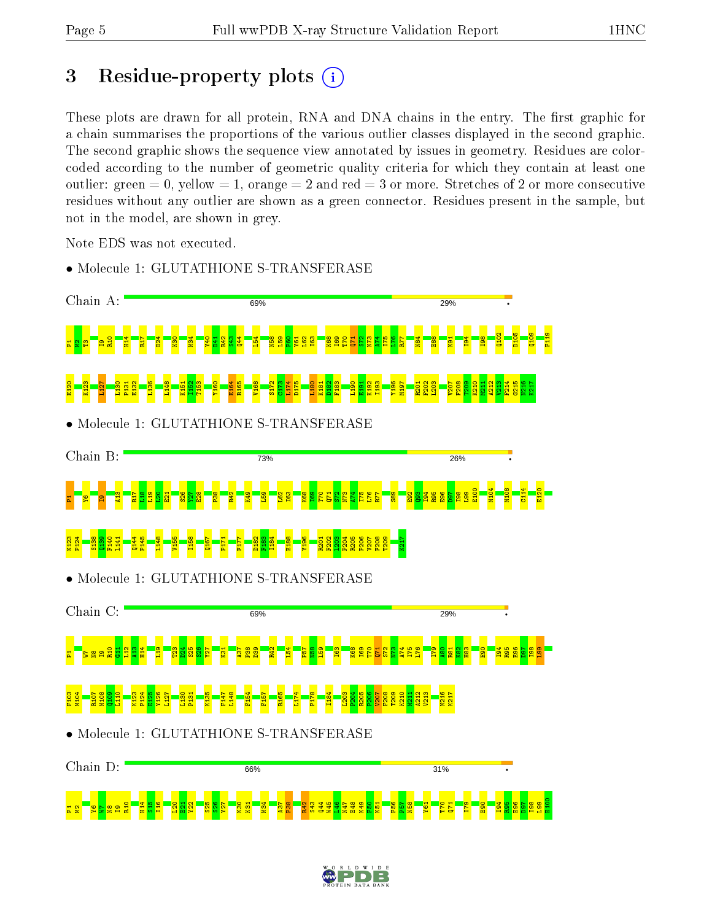# 3 Residue-property plots

These plots are drawn for all protein, RNA and DNA chains in the entry. The first graphic for a chain summarises the proportions of the various outlier classes displayed in the second graphic. The second graphic shows the sequence view annotated by issues in geometry. Residues are color-coded according to the number of geometric quality criteria for which they contain at least one outlier: green = 0, yellow = 1, orange = 2 and red = 3 or more. Stretches of 2 or more consecutive residues without any outlier are shown as a green connector. Residues present in the sample, but not in the model, are shown in grey.

Note EDS was not executed.

- Molecule 1: GLUTATHIONE S-TRANSFERASE

Chain A: 69% 29% •

P1 M2 T3 I9 R10 H14 R17 D24 K30 M34 Y40 D41 R42 S43 Q44 L54 N58 L59 P60 Y61 L62 I63 K68 I69 T70 Q71 S72 N73 A74 I75 L76 R77 N84 E88 K91 I94 I98 Q102 D105 Q109 F119 E120 K123 I127 L130 P131 E132 L136 L148 K151 I152 T153 Y160 F164 R165 V168 S172 C173 L174 D175 L180 K181 D182 F183 L190 K191 K192 I193 Y196 M197 R201 F202 L203 V207 F208 T209 K210 M211 A212 V213 F214 C215 N216 K217

- Molecule 1: GLUTATHIONE S-TRANSFERASE

Chain B: 73% 26% •

P1 Y6 I9 A13 R17 L18 L19 L20 E21 S26 Y27 E28 P38 R42 K49 L59 L62 I63 K68 I69 T70 Q71 S72 N73 A74 I75 L76 R77 S89 E92 Q93 I94 R95 E96 D97 I98 L99 E100 M104 M108 C114 E120 K123 P124 S138 Q139 F140 L141 Q144 P145 L148 V155 I158 Q167 P171 F177 D182 F183 I184 E188 Y196 R201 F202 L203 P204 R205 P206 V207 F208 T209 K217

- Molecule 1: GLUTATHIONE S-TRANSFERASE

Chain C: 69% 29% •

P1 W7 N8 I9 R10 G11 L12 A13 H14 L19 T23 D24 S25 S26 Y27 K31 A37 P38 D39 R42 L54 P57 N58 L59 I63 K68 I69 T70 Q71 S72 N73 A74 I75 L76 I79 A80 R81 K82 H83 E90 I94 R95 E96 D97 I98 L99 F103 M104 R107 M108 Q109 L110 K123 P124 E125 Y126 L127 L130 P131 K135 F147 L148 F154 F157 R165 L174 P178 I184 L203 P204 R205 P206 V207 F208 T209 K210 M211 A212 V213 N216 K217

- Molecule 1: GLUTATHIONE S-TRANSFERASE

Chain D: 66% 31% •

P1 M2 Y6 W7 N8 I9 R10 H14 S15 I16 L20 E21 Y22 S25 S26 Y27 K30 K31 M34 A37 P38 R42 S43 Q44 W45 L46 N47 E48 K49 P50 K51 F56 P57 N58 Y61 T70 Q71 I79 E90 I94 R95 E96 D97 I98 L99 E100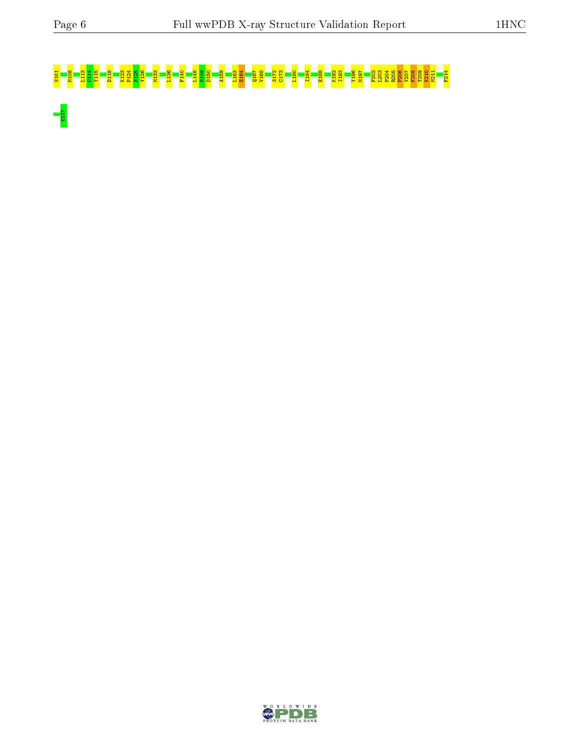N101 M108 L113 C114 Y115 D118 K123 P124 E125 Y126 M133 L136 F140 L148 G149 D150 A159 L163 E164 Q167 V168 S172 C173 L180 I184 E188 K192 I193 Y196 M197 F202 L203 P204 R205 P206 V207 F208 T209 K210 M211 F214

K217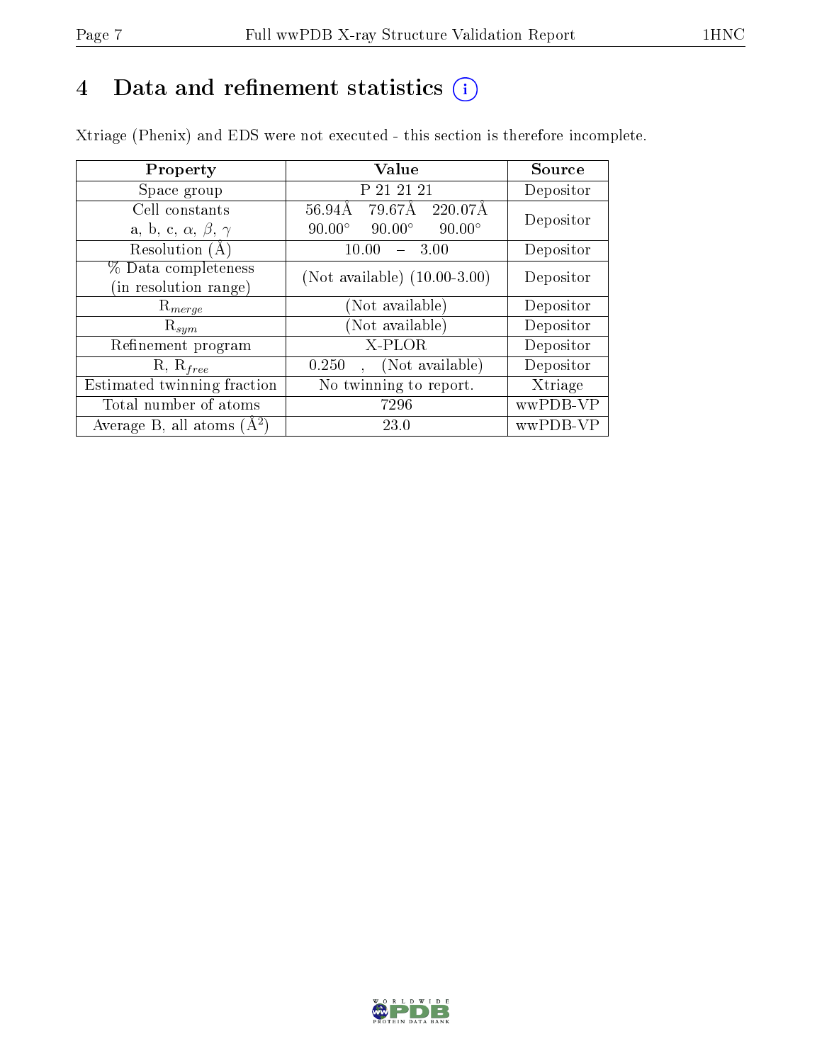# 4 Data and refinement statistics (i)

Xtriage (Phenix) and EDS were not executed - this section is therefore incomplete.

| Property | Value | Source |
| --- | --- | --- |
| Space group | P 21 21 21 | Depositor |
| Cell constants<br>a, b, c, $\alpha$, $\beta$, $\gamma$ | 56.94Å 79.67Å 220.07Å<br>90.00° 90.00° 90.00° | Depositor |
| Resolution (Å) | 10.00 – 3.00 | Depositor |
| % Data completeness<br>(in resolution range) | (Not available) (10.00-3.00) | Depositor |
| $R_{merge}$ | (Not available) | Depositor |
| $R_{sym}$ | (Not available) | Depositor |
| Refinement program | X-PLOR | Depositor |
| R, $R_{free}$ | 0.250 , (Not available) | Depositor |
| Estimated twinning fraction | No twinning to report. | Xtriage |
| Total number of atoms | 7296 | wwPDB-VP |
| Average B, all atoms (Å$^2$) | 23.0 | wwPDB-VP |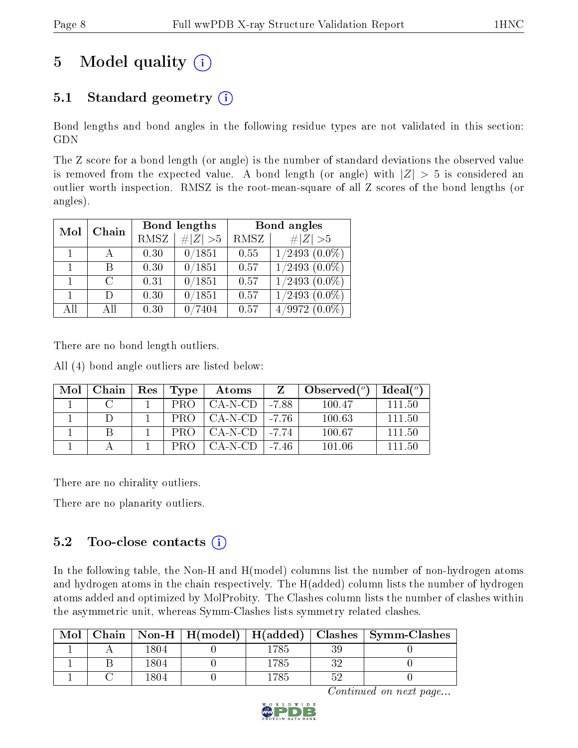# 5 Model quality

## 5.1 Standard geometry

Bond lengths and bond angles in the following residue types are not validated in this section: GDN

The Z score for a bond length (or angle) is the number of standard deviations the observed value is removed from the expected value. A bond length (or angle) with $|Z| > 5$ is considered an outlier worth inspection. RMSZ is the root-mean-square of all Z scores of the bond lengths (or angles).

| Mol | Chain | Bond lengths | | Bond angles | |
|---|---|---|---|---|---|
| | | RMSZ | $\#|Z|>5$ | RMSZ | $\#|Z|>5$ |
| 1 | A | 0.30 | 0/1851 | 0.55 | 1/2493 (0.0%) |
| 1 | B | 0.30 | 0/1851 | 0.57 | 1/2493 (0.0%) |
| 1 | C | 0.31 | 0/1851 | 0.57 | 1/2493 (0.0%) |
| 1 | D | 0.30 | 0/1851 | 0.57 | 1/2493 (0.0%) |
| All | All | 0.30 | 0/7404 | 0.57 | 4/9972 (0.0%) |

There are no bond length outliers.

All (4) bond angle outliers are listed below:

| Mol | Chain | Res | Type | Atoms | Z | Observed(°) | Ideal(°) |
|---|---|---|---|---|---|---|---|
| 1 | C | 1 | PRO | CA-N-CD | -7.88 | 100.47 | 111.50 |
| 1 | D | 1 | PRO | CA-N-CD | -7.76 | 100.63 | 111.50 |
| 1 | B | 1 | PRO | CA-N-CD | -7.74 | 100.67 | 111.50 |
| 1 | A | 1 | PRO | CA-N-CD | -7.46 | 101.06 | 111.50 |

There are no chirality outliers.

There are no planarity outliers.

## 5.2 Too-close contacts

In the following table, the Non-H and H(model) columns list the number of non-hydrogen atoms and hydrogen atoms in the chain respectively. The H(added) column lists the number of hydrogen atoms added and optimized by MolProbity. The Clashes column lists the number of clashes within the asymmetric unit, whereas Symm-Clashes lists symmetry related clashes.

| Mol | Chain | Non-H | H(model) | H(added) | Clashes | Symm-Clashes |
|---|---|---|---|---|---|---|
| 1 | A | 1804 | 0 | 1785 | 39 | 0 |
| 1 | B | 1804 | 0 | 1785 | 32 | 0 |
| 1 | C | 1804 | 0 | 1785 | 52 | 0 |

*Continued on next page...*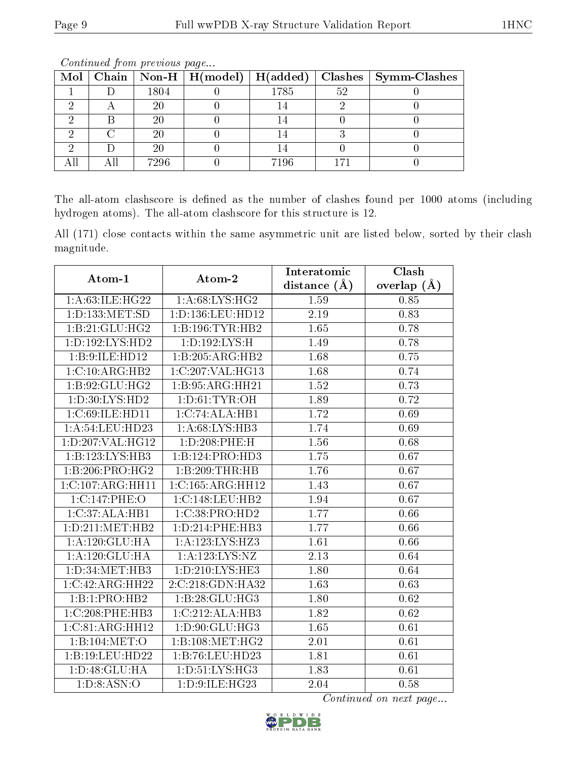*Continued from previous page...*

| Mol | Chain | Non-H | H(model) | H(added) | Clashes | Symm-Clashes |
|---|---|---|---|---|---|---|
| 1 | D | 1804 | 0 | 1785 | 52 | 0 |
| 2 | A | 20 | 0 | 14 | 2 | 0 |
| 2 | B | 20 | 0 | 14 | 0 | 0 |
| 2 | C | 20 | 0 | 14 | 3 | 0 |
| 2 | D | 20 | 0 | 14 | 0 | 0 |
| All | All | 7296 | 0 | 7196 | 171 | 0 |

The all-atom clashscore is defined as the number of clashes found per 1000 atoms (including hydrogen atoms). The all-atom clashscore for this structure is 12.

All (171) close contacts within the same asymmetric unit are listed below, sorted by their clash magnitude.

| Atom-1 | Atom-2 | Interatomic distance (Å) | Clash overlap (Å) |
|---|---|---|---|
| 1:A:63:ILE:HG22 | 1:A:68:LYS:HG2 | 1.59 | 0.85 |
| 1:D:133:MET:SD | 1:D:136:LEU:HD12 | 2.19 | 0.83 |
| 1:B:21:GLU:HG2 | 1:B:196:TYR:HB2 | 1.65 | 0.78 |
| 1:D:192:LYS:HD2 | 1:D:192:LYS:H | 1.49 | 0.78 |
| 1:B:9:ILE:HD12 | 1:B:205:ARG:HB2 | 1.68 | 0.75 |
| 1:C:10:ARG:HB2 | 1:C:207:VAL:HG13 | 1.68 | 0.74 |
| 1:B:92:GLU:HG2 | 1:B:95:ARG:HH21 | 1.52 | 0.73 |
| 1:D:30:LYS:HD2 | 1:D:61:TYR:OH | 1.89 | 0.72 |
| 1:C:69:ILE:HD11 | 1:C:74:ALA:HB1 | 1.72 | 0.69 |
| 1:A:54:LEU:HD23 | 1:A:68:LYS:HB3 | 1.74 | 0.69 |
| 1:D:207:VAL:HG12 | 1:D:208:PHE:H | 1.56 | 0.68 |
| 1:B:123:LYS:HB3 | 1:B:124:PRO:HD3 | 1.75 | 0.67 |
| 1:B:206:PRO:HG2 | 1:B:209:THR:HB | 1.76 | 0.67 |
| 1:C:107:ARG:HH11 | 1:C:165:ARG:HH12 | 1.43 | 0.67 |
| 1:C:147:PHE:O | 1:C:148:LEU:HB2 | 1.94 | 0.67 |
| 1:C:37:ALA:HB1 | 1:C:38:PRO:HD2 | 1.77 | 0.66 |
| 1:D:211:MET:HB2 | 1:D:214:PHE:HB3 | 1.77 | 0.66 |
| 1:A:120:GLU:HA | 1:A:123:LYS:HZ3 | 1.61 | 0.66 |
| 1:A:120:GLU:HA | 1:A:123:LYS:NZ | 2.13 | 0.64 |
| 1:D:34:MET:HB3 | 1:D:210:LYS:HE3 | 1.80 | 0.64 |
| 1:C:42:ARG:HH22 | 2:C:218:GDN:HA32 | 1.63 | 0.63 |
| 1:B:1:PRO:HB2 | 1:B:28:GLU:HG3 | 1.80 | 0.62 |
| 1:C:208:PHE:HB3 | 1:C:212:ALA:HB3 | 1.82 | 0.62 |
| 1:C:81:ARG:HH12 | 1:D:90:GLU:HG3 | 1.65 | 0.61 |
| 1:B:104:MET:O | 1:B:108:MET:HG2 | 2.01 | 0.61 |
| 1:B:19:LEU:HD22 | 1:B:76:LEU:HD23 | 1.81 | 0.61 |
| 1:D:48:GLU:HA | 1:D:51:LYS:HG3 | 1.83 | 0.61 |
| 1:D:8:ASN:O | 1:D:9:ILE:HG23 | 2.04 | 0.58 |

*Continued on next page...*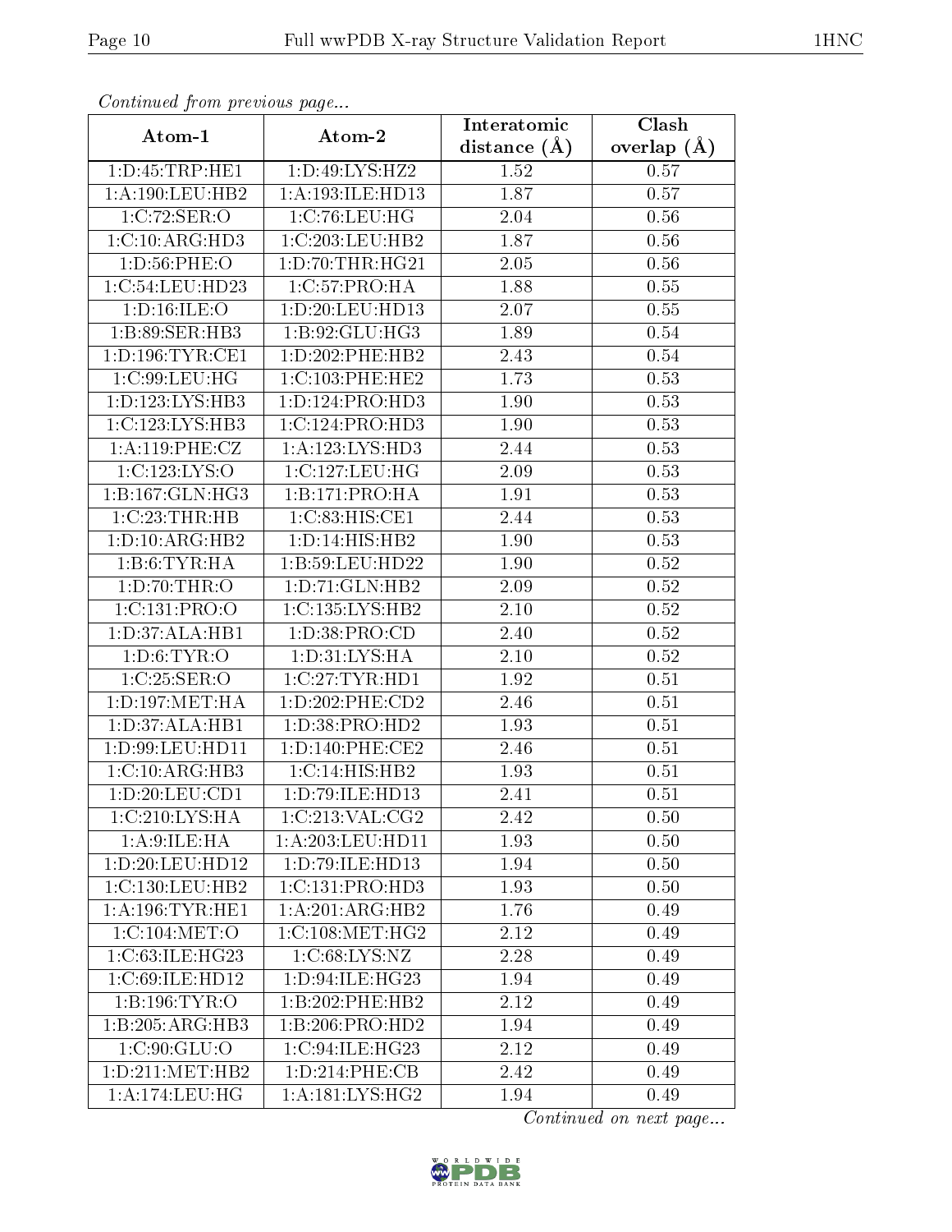*Continued from previous page...*

| Atom-1 | Atom-2 | Interatomic distance (Å) | Clash overlap (Å) |
|---|---|---|---|
| 1:D:45:TRP:HE1 | 1:D:49:LYS:HZ2 | 1.52 | 0.57 |
| 1:A:190:LEU:HB2 | 1:A:193:ILE:HD13 | 1.87 | 0.57 |
| 1:C:72:SER:O | 1:C:76:LEU:HG | 2.04 | 0.56 |
| 1:C:10:ARG:HD3 | 1:C:203:LEU:HB2 | 1.87 | 0.56 |
| 1:D:56:PHE:O | 1:D:70:THR:HG21 | 2.05 | 0.56 |
| 1:C:54:LEU:HD23 | 1:C:57:PRO:HA | 1.88 | 0.55 |
| 1:D:16:ILE:O | 1:D:20:LEU:HD13 | 2.07 | 0.55 |
| 1:B:89:SER:HB3 | 1:B:92:GLU:HG3 | 1.89 | 0.54 |
| 1:D:196:TYR:CE1 | 1:D:202:PHE:HB2 | 2.43 | 0.54 |
| 1:C:99:LEU:HG | 1:C:103:PHE:HE2 | 1.73 | 0.53 |
| 1:D:123:LYS:HB3 | 1:D:124:PRO:HD3 | 1.90 | 0.53 |
| 1:C:123:LYS:HB3 | 1:C:124:PRO:HD3 | 1.90 | 0.53 |
| 1:A:119:PHE:CZ | 1:A:123:LYS:HD3 | 2.44 | 0.53 |
| 1:C:123:LYS:O | 1:C:127:LEU:HG | 2.09 | 0.53 |
| 1:B:167:GLN:HG3 | 1:B:171:PRO:HA | 1.91 | 0.53 |
| 1:C:23:THR:HB | 1:C:83:HIS:CE1 | 2.44 | 0.53 |
| 1:D:10:ARG:HB2 | 1:D:14:HIS:HB2 | 1.90 | 0.53 |
| 1:B:6:TYR:HA | 1:B:59:LEU:HD22 | 1.90 | 0.52 |
| 1:D:70:THR:O | 1:D:71:GLN:HB2 | 2.09 | 0.52 |
| 1:C:131:PRO:O | 1:C:135:LYS:HB2 | 2.10 | 0.52 |
| 1:D:37:ALA:HB1 | 1:D:38:PRO:CD | 2.40 | 0.52 |
| 1:D:6:TYR:O | 1:D:31:LYS:HA | 2.10 | 0.52 |
| 1:C:25:SER:O | 1:C:27:TYR:HD1 | 1.92 | 0.51 |
| 1:D:197:MET:HA | 1:D:202:PHE:CD2 | 2.46 | 0.51 |
| 1:D:37:ALA:HB1 | 1:D:38:PRO:HD2 | 1.93 | 0.51 |
| 1:D:99:LEU:HD11 | 1:D:140:PHE:CE2 | 2.46 | 0.51 |
| 1:C:10:ARG:HB3 | 1:C:14:HIS:HB2 | 1.93 | 0.51 |
| 1:D:20:LEU:CD1 | 1:D:79:ILE:HD13 | 2.41 | 0.51 |
| 1:C:210:LYS:HA | 1:C:213:VAL:CG2 | 2.42 | 0.50 |
| 1:A:9:ILE:HA | 1:A:203:LEU:HD11 | 1.93 | 0.50 |
| 1:D:20:LEU:HD12 | 1:D:79:ILE:HD13 | 1.94 | 0.50 |
| 1:C:130:LEU:HB2 | 1:C:131:PRO:HD3 | 1.93 | 0.50 |
| 1:A:196:TYR:HE1 | 1:A:201:ARG:HB2 | 1.76 | 0.49 |
| 1:C:104:MET:O | 1:C:108:MET:HG2 | 2.12 | 0.49 |
| 1:C:63:ILE:HG23 | 1:C:68:LYS:NZ | 2.28 | 0.49 |
| 1:C:69:ILE:HD12 | 1:D:94:ILE:HG23 | 1.94 | 0.49 |
| 1:B:196:TYR:O | 1:B:202:PHE:HB2 | 2.12 | 0.49 |
| 1:B:205:ARG:HB3 | 1:B:206:PRO:HD2 | 1.94 | 0.49 |
| 1:C:90:GLU:O | 1:C:94:ILE:HG23 | 2.12 | 0.49 |
| 1:D:211:MET:HB2 | 1:D:214:PHE:CB | 2.42 | 0.49 |
| 1:A:174:LEU:HG | 1:A:181:LYS:HG2 | 1.94 | 0.49 |

*Continued on next page...*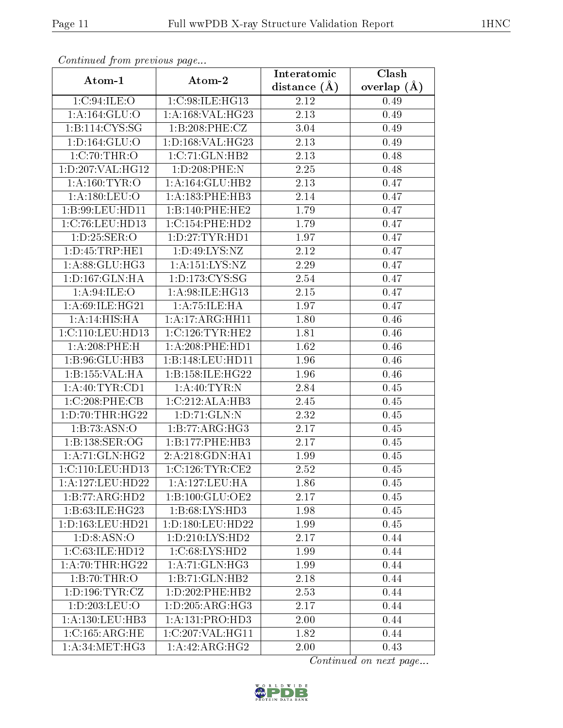*Continued from previous page...*

| Atom-1 | Atom-2 | Interatomic distance (Å) | Clash overlap (Å) |
|---|---|---|---|
| 1:C:94:ILE:O | 1:C:98:ILE:HG13 | 2.12 | 0.49 |
| 1:A:164:GLU:O | 1:A:168:VAL:HG23 | 2.13 | 0.49 |
| 1:B:114:CYS:SG | 1:B:208:PHE:CZ | 3.04 | 0.49 |
| 1:D:164:GLU:O | 1:D:168:VAL:HG23 | 2.13 | 0.49 |
| 1:C:70:THR:O | 1:C:71:GLN:HB2 | 2.13 | 0.48 |
| 1:D:207:VAL:HG12 | 1:D:208:PHE:N | 2.25 | 0.48 |
| 1:A:160:TYR:O | 1:A:164:GLU:HB2 | 2.13 | 0.47 |
| 1:A:180:LEU:O | 1:A:183:PHE:HB3 | 2.14 | 0.47 |
| 1:B:99:LEU:HD11 | 1:B:140:PHE:HE2 | 1.79 | 0.47 |
| 1:C:76:LEU:HD13 | 1:C:154:PHE:HD2 | 1.79 | 0.47 |
| 1:D:25:SER:O | 1:D:27:TYR:HD1 | 1.97 | 0.47 |
| 1:D:45:TRP:HE1 | 1:D:49:LYS:NZ | 2.12 | 0.47 |
| 1:A:88:GLU:HG3 | 1:A:151:LYS:NZ | 2.29 | 0.47 |
| 1:D:167:GLN:HA | 1:D:173:CYS:SG | 2.54 | 0.47 |
| 1:A:94:ILE:O | 1:A:98:ILE:HG13 | 2.15 | 0.47 |
| 1:A:69:ILE:HG21 | 1:A:75:ILE:HA | 1.97 | 0.47 |
| 1:A:14:HIS:HA | 1:A:17:ARG:HH11 | 1.80 | 0.46 |
| 1:C:110:LEU:HD13 | 1:C:126:TYR:HE2 | 1.81 | 0.46 |
| 1:A:208:PHE:H | 1:A:208:PHE:HD1 | 1.62 | 0.46 |
| 1:B:96:GLU:HB3 | 1:B:148:LEU:HD11 | 1.96 | 0.46 |
| 1:B:155:VAL:HA | 1:B:158:ILE:HG22 | 1.96 | 0.46 |
| 1:A:40:TYR:CD1 | 1:A:40:TYR:N | 2.84 | 0.45 |
| 1:C:208:PHE:CB | 1:C:212:ALA:HB3 | 2.45 | 0.45 |
| 1:D:70:THR:HG22 | 1:D:71:GLN:N | 2.32 | 0.45 |
| 1:B:73:ASN:O | 1:B:77:ARG:HG3 | 2.17 | 0.45 |
| 1:B:138:SER:OG | 1:B:177:PHE:HB3 | 2.17 | 0.45 |
| 1:A:71:GLN:HG2 | 2:A:218:GDN:HA1 | 1.99 | 0.45 |
| 1:C:110:LEU:HD13 | 1:C:126:TYR:CE2 | 2.52 | 0.45 |
| 1:A:127:LEU:HD22 | 1:A:127:LEU:HA | 1.86 | 0.45 |
| 1:B:77:ARG:HD2 | 1:B:100:GLU:OE2 | 2.17 | 0.45 |
| 1:B:63:ILE:HG23 | 1:B:68:LYS:HD3 | 1.98 | 0.45 |
| 1:D:163:LEU:HD21 | 1:D:180:LEU:HD22 | 1.99 | 0.45 |
| 1:D:8:ASN:O | 1:D:210:LYS:HD2 | 2.17 | 0.44 |
| 1:C:63:ILE:HD12 | 1:C:68:LYS:HD2 | 1.99 | 0.44 |
| 1:A:70:THR:HG22 | 1:A:71:GLN:HG3 | 1.99 | 0.44 |
| 1:B:70:THR:O | 1:B:71:GLN:HB2 | 2.18 | 0.44 |
| 1:D:196:TYR:CZ | 1:D:202:PHE:HB2 | 2.53 | 0.44 |
| 1:D:203:LEU:O | 1:D:205:ARG:HG3 | 2.17 | 0.44 |
| 1:A:130:LEU:HB3 | 1:A:131:PRO:HD3 | 2.00 | 0.44 |
| 1:C:165:ARG:HE | 1:C:207:VAL:HG11 | 1.82 | 0.44 |
| 1:A:34:MET:HG3 | 1:A:42:ARG:HG2 | 2.00 | 0.43 |

*Continued on next page...*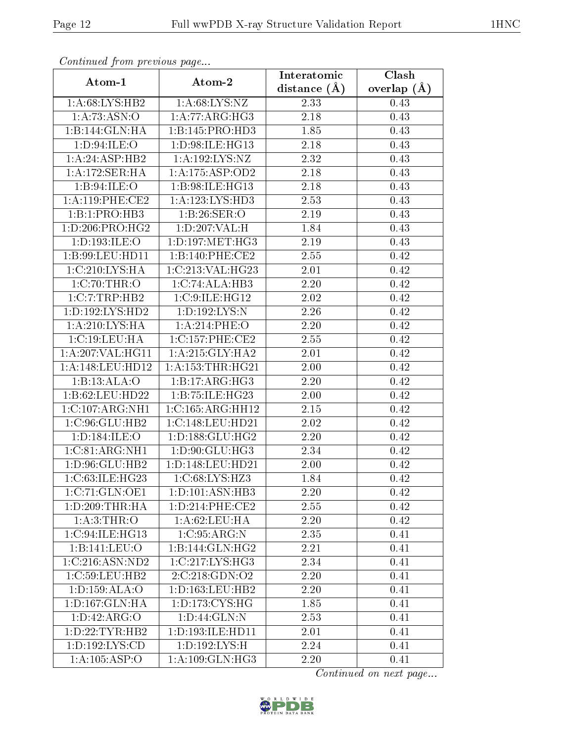*Continued from previous page...*

| Atom-1 | Atom-2 | Interatomic distance (Å) | Clash overlap (Å) |
|---|---|---|---|
| 1:A:68:LYS:HB2 | 1:A:68:LYS:NZ | 2.33 | 0.43 |
| 1:A:73:ASN:O | 1:A:77:ARG:HG3 | 2.18 | 0.43 |
| 1:B:144:GLN:HA | 1:B:145:PRO:HD3 | 1.85 | 0.43 |
| 1:D:94:ILE:O | 1:D:98:ILE:HG13 | 2.18 | 0.43 |
| 1:A:24:ASP:HB2 | 1:A:192:LYS:NZ | 2.32 | 0.43 |
| 1:A:172:SER:HA | 1:A:175:ASP:OD2 | 2.18 | 0.43 |
| 1:B:94:ILE:O | 1:B:98:ILE:HG13 | 2.18 | 0.43 |
| 1:A:119:PHE:CE2 | 1:A:123:LYS:HD3 | 2.53 | 0.43 |
| 1:B:1:PRO:HB3 | 1:B:26:SER:O | 2.19 | 0.43 |
| 1:D:206:PRO:HG2 | 1:D:207:VAL:H | 1.84 | 0.43 |
| 1:D:193:ILE:O | 1:D:197:MET:HG3 | 2.19 | 0.43 |
| 1:B:99:LEU:HD11 | 1:B:140:PHE:CE2 | 2.55 | 0.42 |
| 1:C:210:LYS:HA | 1:C:213:VAL:HG23 | 2.01 | 0.42 |
| 1:C:70:THR:O | 1:C:74:ALA:HB3 | 2.20 | 0.42 |
| 1:C:7:TRP:HB2 | 1:C:9:ILE:HG12 | 2.02 | 0.42 |
| 1:D:192:LYS:HD2 | 1:D:192:LYS:N | 2.26 | 0.42 |
| 1:A:210:LYS:HA | 1:A:214:PHE:O | 2.20 | 0.42 |
| 1:C:19:LEU:HA | 1:C:157:PHE:CE2 | 2.55 | 0.42 |
| 1:A:207:VAL:HG11 | 1:A:215:GLY:HA2 | 2.01 | 0.42 |
| 1:A:148:LEU:HD12 | 1:A:153:THR:HG21 | 2.00 | 0.42 |
| 1:B:13:ALA:O | 1:B:17:ARG:HG3 | 2.20 | 0.42 |
| 1:B:62:LEU:HD22 | 1:B:75:ILE:HG23 | 2.00 | 0.42 |
| 1:C:107:ARG:NH1 | 1:C:165:ARG:HH12 | 2.15 | 0.42 |
| 1:C:96:GLU:HB2 | 1:C:148:LEU:HD21 | 2.02 | 0.42 |
| 1:D:184:ILE:O | 1:D:188:GLU:HG2 | 2.20 | 0.42 |
| 1:C:81:ARG:NH1 | 1:D:90:GLU:HG3 | 2.34 | 0.42 |
| 1:D:96:GLU:HB2 | 1:D:148:LEU:HD21 | 2.00 | 0.42 |
| 1:C:63:ILE:HG23 | 1:C:68:LYS:HZ3 | 1.84 | 0.42 |
| 1:C:71:GLN:OE1 | 1:D:101:ASN:HB3 | 2.20 | 0.42 |
| 1:D:209:THR:HA | 1:D:214:PHE:CE2 | 2.55 | 0.42 |
| 1:A:3:THR:O | 1:A:62:LEU:HA | 2.20 | 0.42 |
| 1:C:94:ILE:HG13 | 1:C:95:ARG:N | 2.35 | 0.41 |
| 1:B:141:LEU:O | 1:B:144:GLN:HG2 | 2.21 | 0.41 |
| 1:C:216:ASN:ND2 | 1:C:217:LYS:HG3 | 2.34 | 0.41 |
| 1:C:59:LEU:HB2 | 2:C:218:GDN:O2 | 2.20 | 0.41 |
| 1:D:159:ALA:O | 1:D:163:LEU:HB2 | 2.20 | 0.41 |
| 1:D:167:GLN:HA | 1:D:173:CYS:HG | 1.85 | 0.41 |
| 1:D:42:ARG:O | 1:D:44:GLN:N | 2.53 | 0.41 |
| 1:D:22:TYR:HB2 | 1:D:193:ILE:HD11 | 2.01 | 0.41 |
| 1:D:192:LYS:CD | 1:D:192:LYS:H | 2.24 | 0.41 |
| 1:A:105:ASP:O | 1:A:109:GLN:HG3 | 2.20 | 0.41 |

*Continued on next page...*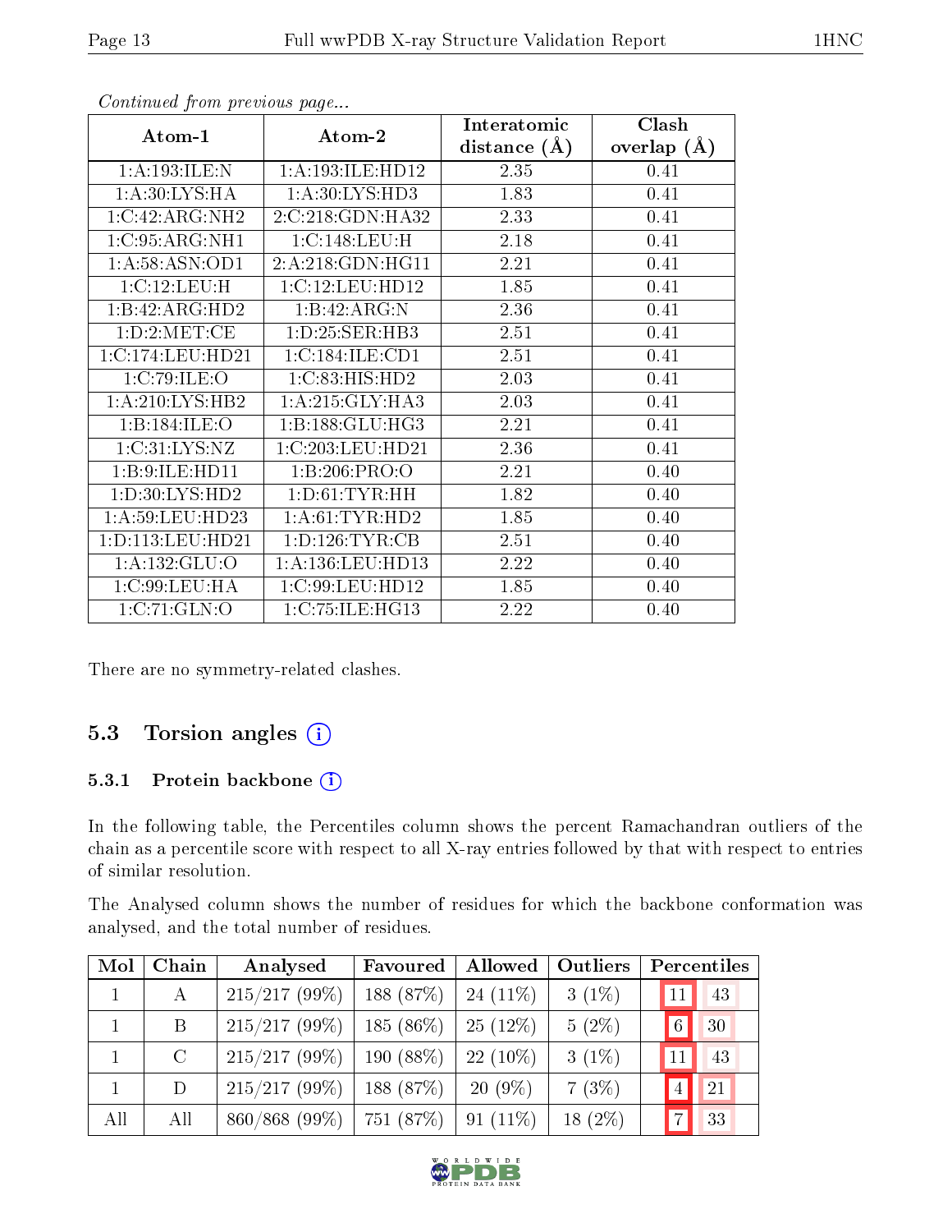*Continued from previous page...*

| Atom-1 | Atom-2 | Interatomic distance (Å) | Clash overlap (Å) |
|---|---|---|---|
| 1:A:193:ILE:N | 1:A:193:ILE:HD12 | 2.35 | 0.41 |
| 1:A:30:LYS:HA | 1:A:30:LYS:HD3 | 1.83 | 0.41 |
| 1:C:42:ARG:NH2 | 2:C:218:GDN:HA32 | 2.33 | 0.41 |
| 1:C:95:ARG:NH1 | 1:C:148:LEU:H | 2.18 | 0.41 |
| 1:A:58:ASN:OD1 | 2:A:218:GDN:HG11 | 2.21 | 0.41 |
| 1:C:12:LEU:H | 1:C:12:LEU:HD12 | 1.85 | 0.41 |
| 1:B:42:ARG:HD2 | 1:B:42:ARG:N | 2.36 | 0.41 |
| 1:D:2:MET:CE | 1:D:25:SER:HB3 | 2.51 | 0.41 |
| 1:C:174:LEU:HD21 | 1:C:184:ILE:CD1 | 2.51 | 0.41 |
| 1:C:79:ILE:O | 1:C:83:HIS:HD2 | 2.03 | 0.41 |
| 1:A:210:LYS:HB2 | 1:A:215:GLY:HA3 | 2.03 | 0.41 |
| 1:B:184:ILE:O | 1:B:188:GLU:HG3 | 2.21 | 0.41 |
| 1:C:31:LYS:NZ | 1:C:203:LEU:HD21 | 2.36 | 0.41 |
| 1:B:9:ILE:HD11 | 1:B:206:PRO:O | 2.21 | 0.40 |
| 1:D:30:LYS:HD2 | 1:D:61:TYR:HH | 1.82 | 0.40 |
| 1:A:59:LEU:HD23 | 1:A:61:TYR:HD2 | 1.85 | 0.40 |
| 1:D:113:LEU:HD21 | 1:D:126:TYR:CB | 2.51 | 0.40 |
| 1:A:132:GLU:O | 1:A:136:LEU:HD13 | 2.22 | 0.40 |
| 1:C:99:LEU:HA | 1:C:99:LEU:HD12 | 1.85 | 0.40 |
| 1:C:71:GLN:O | 1:C:75:ILE:HG13 | 2.22 | 0.40 |

There are no symmetry-related clashes.

## 5.3 Torsion angles

### 5.3.1 Protein backbone

In the following table, the Percentiles column shows the percent Ramachandran outliers of the chain as a percentile score with respect to all X-ray entries followed by that with respect to entries of similar resolution.

The Analysed column shows the number of residues for which the backbone conformation was analysed, and the total number of residues.

| Mol | Chain | Analysed | Favoured | Allowed | Outliers | Percentiles | |
|---|---|---|---|---|---|---|---|
| 1 | A | 215/217 (99%) | 188 (87%) | 24 (11%) | 3 (1%) | 11 | 43 |
| 1 | B | 215/217 (99%) | 185 (86%) | 25 (12%) | 5 (2%) | 6 | 30 |
| 1 | C | 215/217 (99%) | 190 (88%) | 22 (10%) | 3 (1%) | 11 | 43 |
| 1 | D | 215/217 (99%) | 188 (87%) | 20 (9%) | 7 (3%) | 4 | 21 |
| All | All | 860/868 (99%) | 751 (87%) | 91 (11%) | 18 (2%) | 7 | 33 |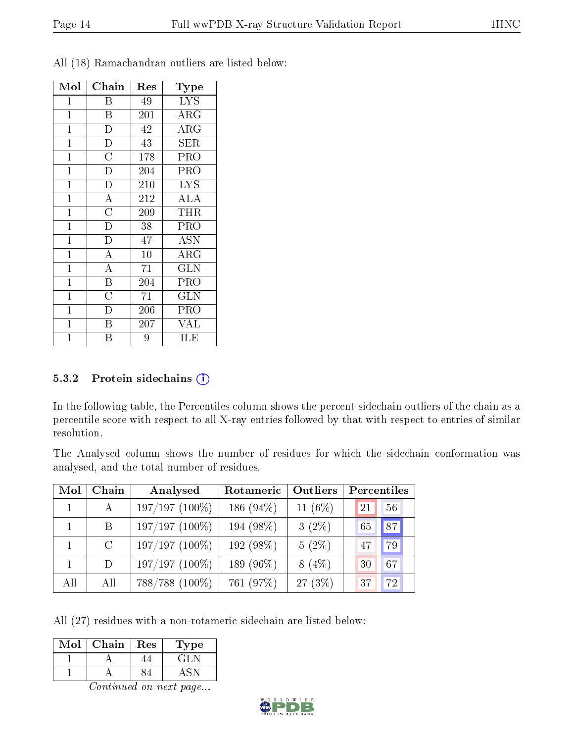All (18) Ramachandran outliers are listed below:

| Mol | Chain | Res | Type |
|---|---|---|---|
| 1 | B | 49 | LYS |
| 1 | B | 201 | ARG |
| 1 | D | 42 | ARG |
| 1 | D | 43 | SER |
| 1 | C | 178 | PRO |
| 1 | D | 204 | PRO |
| 1 | D | 210 | LYS |
| 1 | A | 212 | ALA |
| 1 | C | 209 | THR |
| 1 | D | 38 | PRO |
| 1 | D | 47 | ASN |
| 1 | A | 10 | ARG |
| 1 | A | 71 | GLN |
| 1 | B | 204 | PRO |
| 1 | C | 71 | GLN |
| 1 | D | 206 | PRO |
| 1 | B | 207 | VAL |
| 1 | B | 9 | ILE |

### 5.3.2 Protein sidechains

In the following table, the Percentiles column shows the percent sidechain outliers of the chain as a percentile score with respect to all X-ray entries followed by that with respect to entries of similar resolution.

The Analysed column shows the number of residues for which the sidechain conformation was analysed, and the total number of residues.

| Mol | Chain | Analysed | Rotameric | Outliers | Percentiles | |
|---|---|---|---|---|---|---|
| 1 | A | 197/197 (100%) | 186 (94%) | 11 (6%) | 21 | 56 |
| 1 | B | 197/197 (100%) | 194 (98%) | 3 (2%) | 65 | 87 |
| 1 | C | 197/197 (100%) | 192 (98%) | 5 (2%) | 47 | 79 |
| 1 | D | 197/197 (100%) | 189 (96%) | 8 (4%) | 30 | 67 |
| All | All | 788/788 (100%) | 761 (97%) | 27 (3%) | 37 | 72 |

All (27) residues with a non-rotameric sidechain are listed below:

| Mol | Chain | Res | Type |
|---|---|---|---|
| 1 | A | 44 | GLN |
| 1 | A | 84 | ASN |

*Continued on next page...*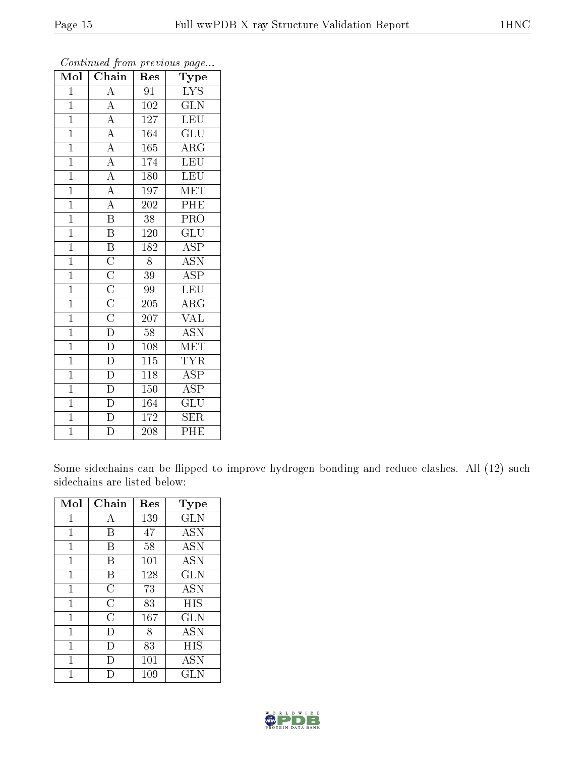*Continued from previous page...*

| Mol | Chain | Res | Type |
|---|---|---|---|
| 1 | A | 91 | LYS |
| 1 | A | 102 | GLN |
| 1 | A | 127 | LEU |
| 1 | A | 164 | GLU |
| 1 | A | 165 | ARG |
| 1 | A | 174 | LEU |
| 1 | A | 180 | LEU |
| 1 | A | 197 | MET |
| 1 | A | 202 | PHE |
| 1 | B | 38 | PRO |
| 1 | B | 120 | GLU |
| 1 | B | 182 | ASP |
| 1 | C | 8 | ASN |
| 1 | C | 39 | ASP |
| 1 | C | 99 | LEU |
| 1 | C | 205 | ARG |
| 1 | C | 207 | VAL |
| 1 | D | 58 | ASN |
| 1 | D | 108 | MET |
| 1 | D | 115 | TYR |
| 1 | D | 118 | ASP |
| 1 | D | 150 | ASP |
| 1 | D | 164 | GLU |
| 1 | D | 172 | SER |
| 1 | D | 208 | PHE |

Some sidechains can be flipped to improve hydrogen bonding and reduce clashes. All (12) such sidechains are listed below:

| Mol | Chain | Res | Type |
|---|---|---|---|
| 1 | A | 139 | GLN |
| 1 | B | 47 | ASN |
| 1 | B | 58 | ASN |
| 1 | B | 101 | ASN |
| 1 | B | 128 | GLN |
| 1 | C | 73 | ASN |
| 1 | C | 83 | HIS |
| 1 | C | 167 | GLN |
| 1 | D | 8 | ASN |
| 1 | D | 83 | HIS |
| 1 | D | 101 | ASN |
| 1 | D | 109 | GLN |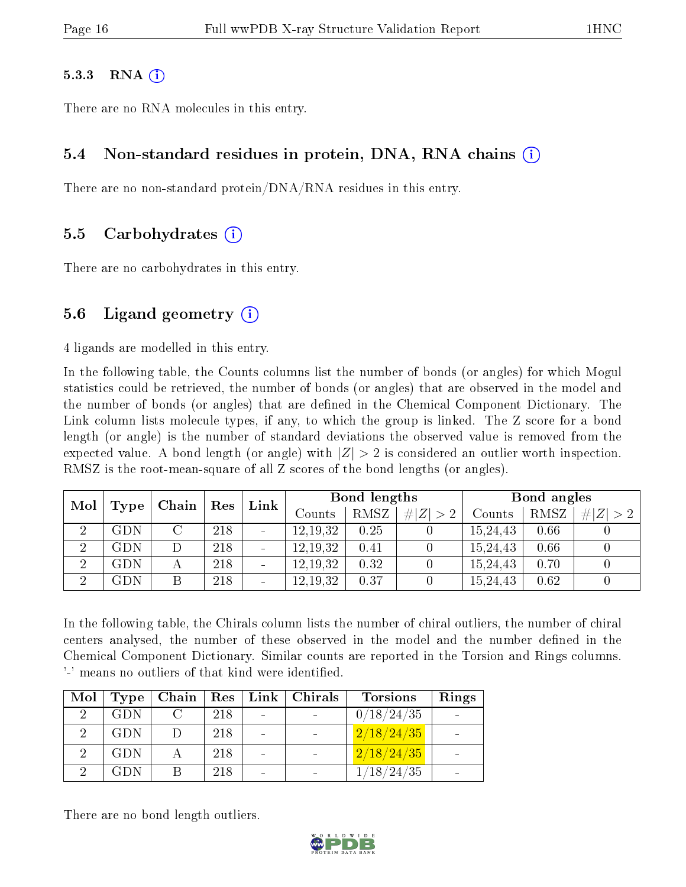### 5.3.3 RNA

There are no RNA molecules in this entry.

## 5.4 Non-standard residues in protein, DNA, RNA chains

There are no non-standard protein/DNA/RNA residues in this entry.

## 5.5 Carbohydrates

There are no carbohydrates in this entry.

## 5.6 Ligand geometry

4 ligands are modelled in this entry.

In the following table, the Counts columns list the number of bonds (or angles) for which Mogul statistics could be retrieved, the number of bonds (or angles) that are observed in the model and the number of bonds (or angles) that are defined in the Chemical Component Dictionary. The Link column lists molecule types, if any, to which the group is linked. The Z score for a bond length (or angle) is the number of standard deviations the observed value is removed from the expected value. A bond length (or angle) with $|Z| > 2$ is considered an outlier worth inspection. RMSZ is the root-mean-square of all Z scores of the bond lengths (or angles).

| Mol | Type | Chain | Res | Link | Bond lengths | | | Bond angles | | |
|---|---|---|---|---|---|---|---|---|---|---|
| | | | | | Counts | RMSZ | $\#\|Z\|>2$ | Counts | RMSZ | $\#\|Z\|>2$ |
| 2 | GDN | C | 218 | - | 12,19,32 | 0.25 | 0 | 15,24,43 | 0.66 | 0 |
| 2 | GDN | D | 218 | - | 12,19,32 | 0.41 | 0 | 15,24,43 | 0.66 | 0 |
| 2 | GDN | A | 218 | - | 12,19,32 | 0.32 | 0 | 15,24,43 | 0.70 | 0 |
| 2 | GDN | B | 218 | - | 12,19,32 | 0.37 | 0 | 15,24,43 | 0.62 | 0 |

In the following table, the Chirals column lists the number of chiral outliers, the number of chiral centers analysed, the number of these observed in the model and the number defined in the Chemical Component Dictionary. Similar counts are reported in the Torsion and Rings columns. '-' means no outliers of that kind were identified.

| Mol | Type | Chain | Res | Link | Chirals | Torsions | Rings |
|---|---|---|---|---|---|---|---|
| 2 | GDN | C | 218 | - | - | 0/18/24/35 | - |
| 2 | GDN | D | 218 | - | - | 2/18/24/35 | - |
| 2 | GDN | A | 218 | - | - | 2/18/24/35 | - |
| 2 | GDN | B | 218 | - | - | 1/18/24/35 | - |

There are no bond length outliers.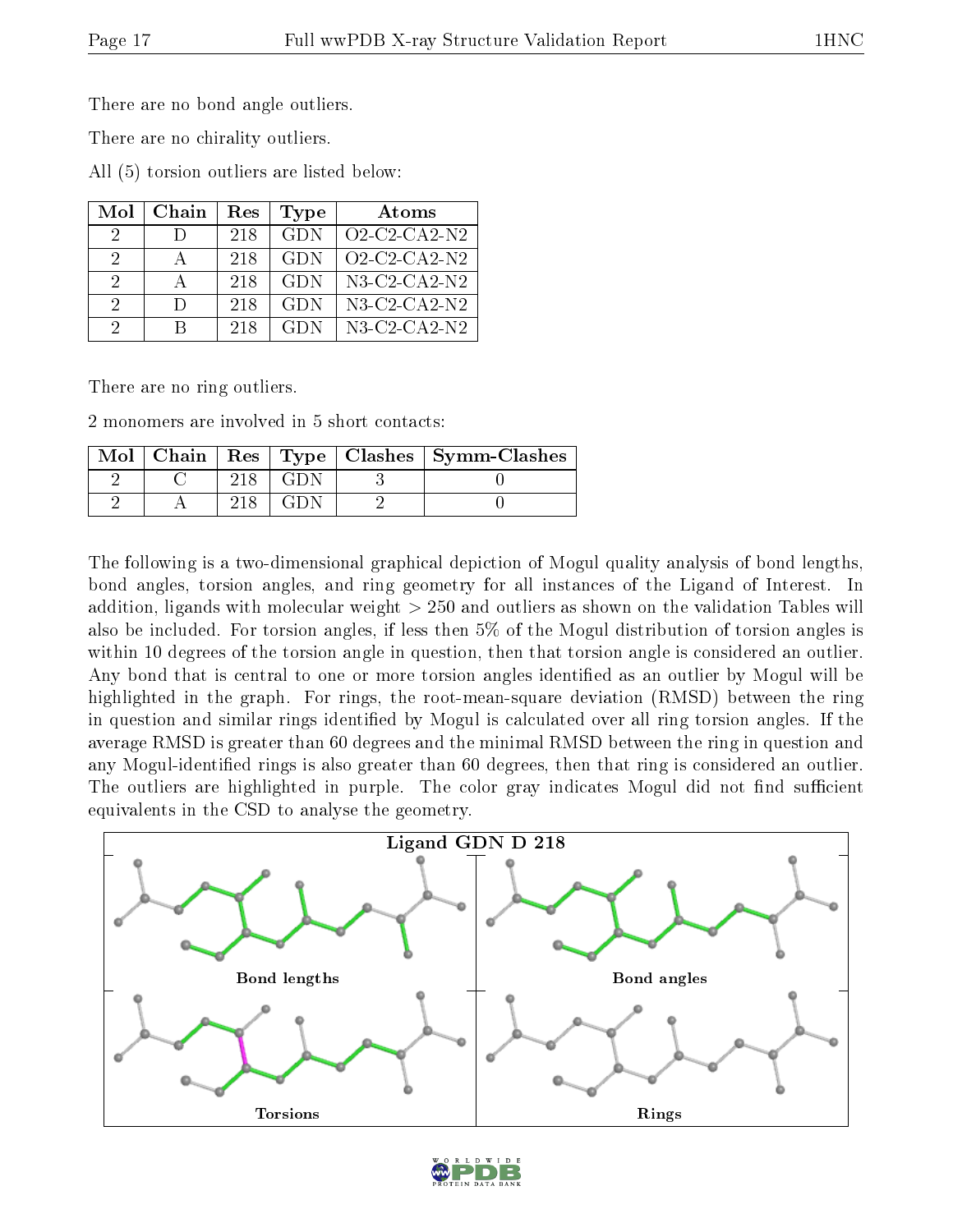There are no bond angle outliers.

There are no chirality outliers.

All (5) torsion outliers are listed below:

| Mol | Chain | Res | Type | Atoms |
|---|---|---|---|---|
| 2 | D | 218 | GDN | O2-C2-CA2-N2 |
| 2 | A | 218 | GDN | O2-C2-CA2-N2 |
| 2 | A | 218 | GDN | N3-C2-CA2-N2 |
| 2 | D | 218 | GDN | N3-C2-CA2-N2 |
| 2 | B | 218 | GDN | N3-C2-CA2-N2 |

There are no ring outliers.

2 monomers are involved in 5 short contacts:

| Mol | Chain | Res | Type | Clashes | Symm-Clashes |
|---|---|---|---|---|---|
| 2 | C | 218 | GDN | 3 | 0 |
| 2 | A | 218 | GDN | 2 | 0 |

The following is a two-dimensional graphical depiction of Mogul quality analysis of bond lengths, bond angles, torsion angles, and ring geometry for all instances of the Ligand of Interest. In addition, ligands with molecular weight > 250 and outliers as shown on the validation Tables will also be included. For torsion angles, if less then 5% of the Mogul distribution of torsion angles is within 10 degrees of the torsion angle in question, then that torsion angle is considered an outlier. Any bond that is central to one or more torsion angles identified as an outlier by Mogul will be highlighted in the graph. For rings, the root-mean-square deviation (RMSD) between the ring in question and similar rings identified by Mogul is calculated over all ring torsion angles. If the average RMSD is greater than 60 degrees and the minimal RMSD between the ring in question and any Mogul-identified rings is also greater than 60 degrees, then that ring is considered an outlier. The outliers are highlighted in purple. The color gray indicates Mogul did not find sufficient equivalents in the CSD to analyse the geometry.

**Ligand GDN D 218**

Bond lengths | Bond angles | Torsions | Rings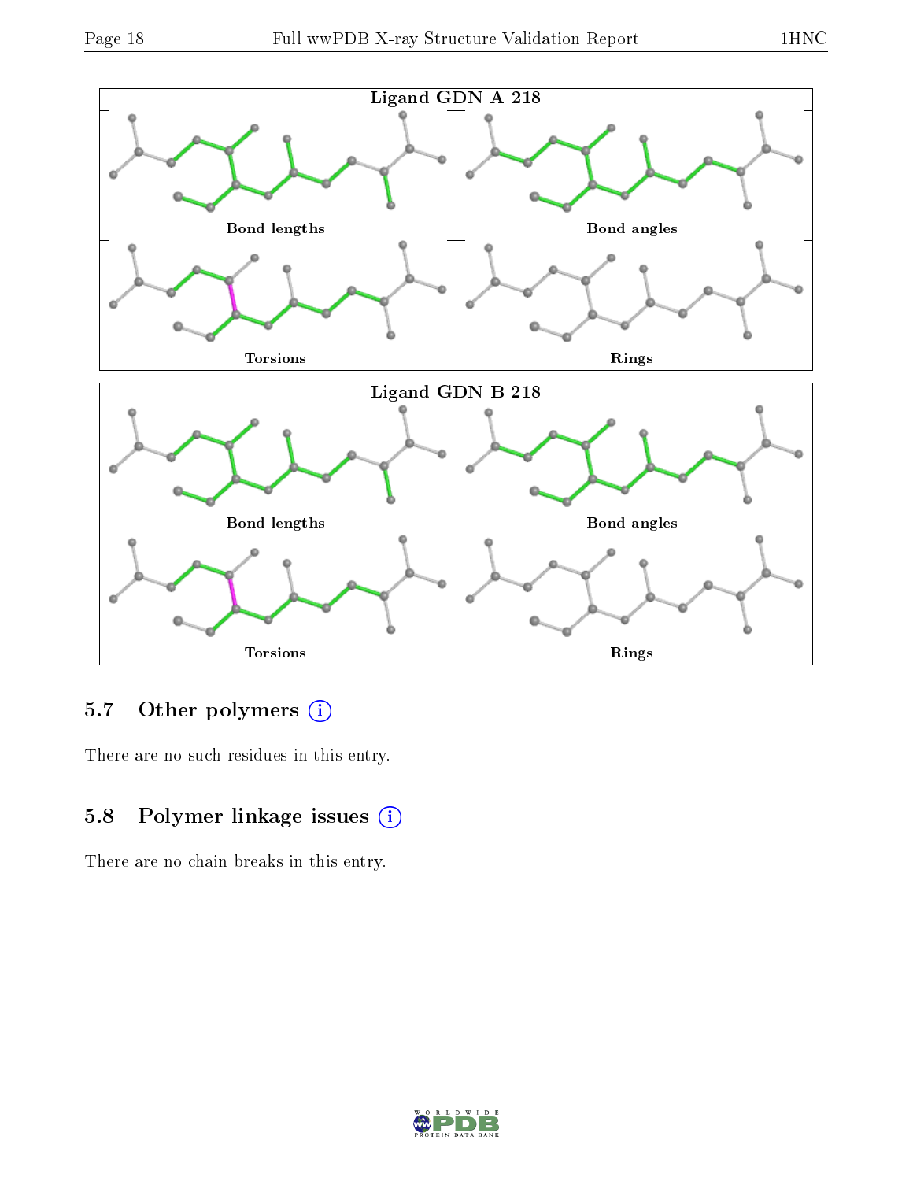Ligand GDN A 218

Bond lengths | Bond angles | Torsions | Rings

Ligand GDN B 218

Bond lengths | Bond angles | Torsions | Rings

## 5.7 Other polymers (i)

There are no such residues in this entry.

## 5.8 Polymer linkage issues (i)

There are no chain breaks in this entry.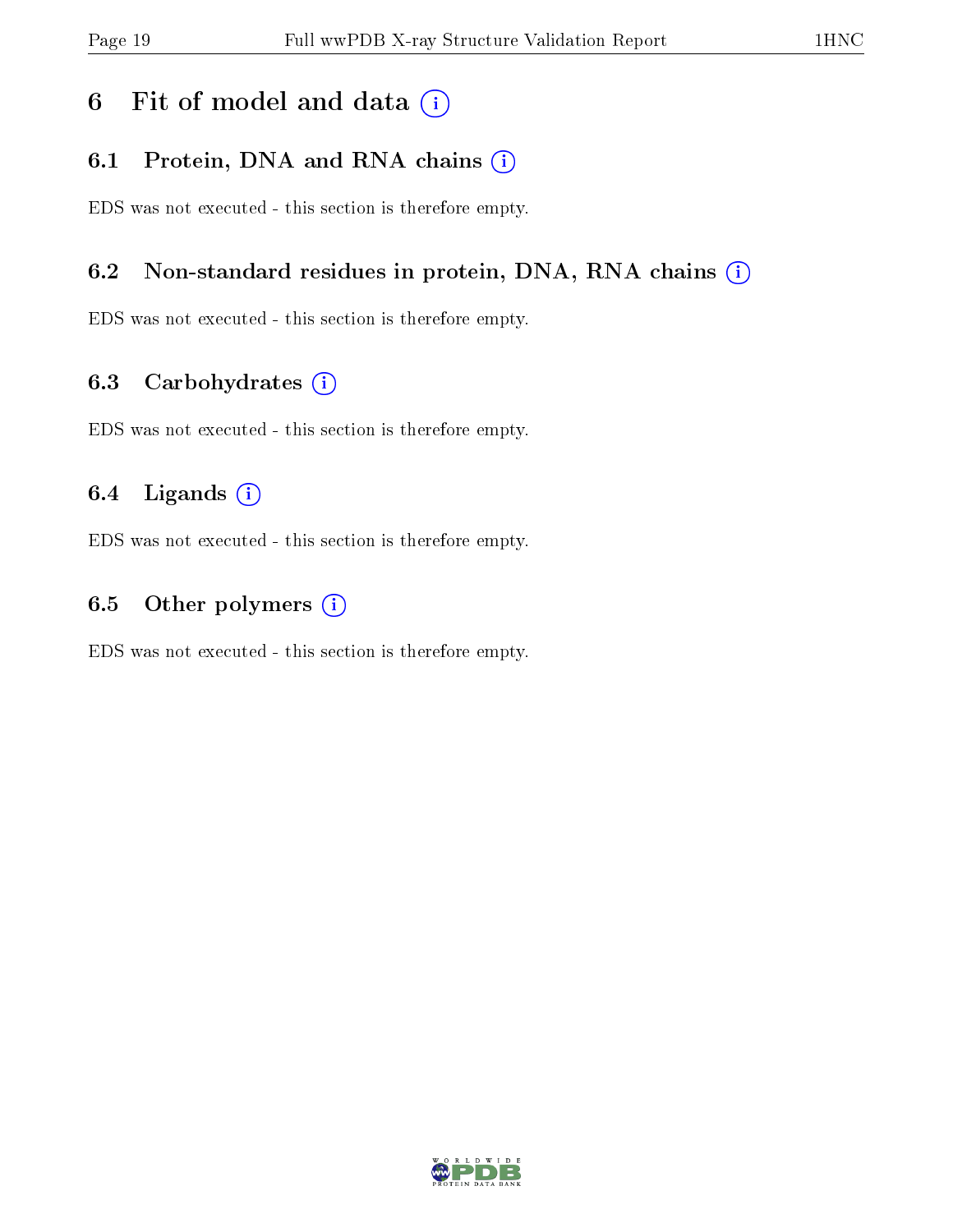# 6 Fit of model and data (i)

## 6.1 Protein, DNA and RNA chains (i)

EDS was not executed - this section is therefore empty.

## 6.2 Non-standard residues in protein, DNA, RNA chains (i)

EDS was not executed - this section is therefore empty.

## 6.3 Carbohydrates (i)

EDS was not executed - this section is therefore empty.

## 6.4 Ligands (i)

EDS was not executed - this section is therefore empty.

## 6.5 Other polymers (i)

EDS was not executed - this section is therefore empty.